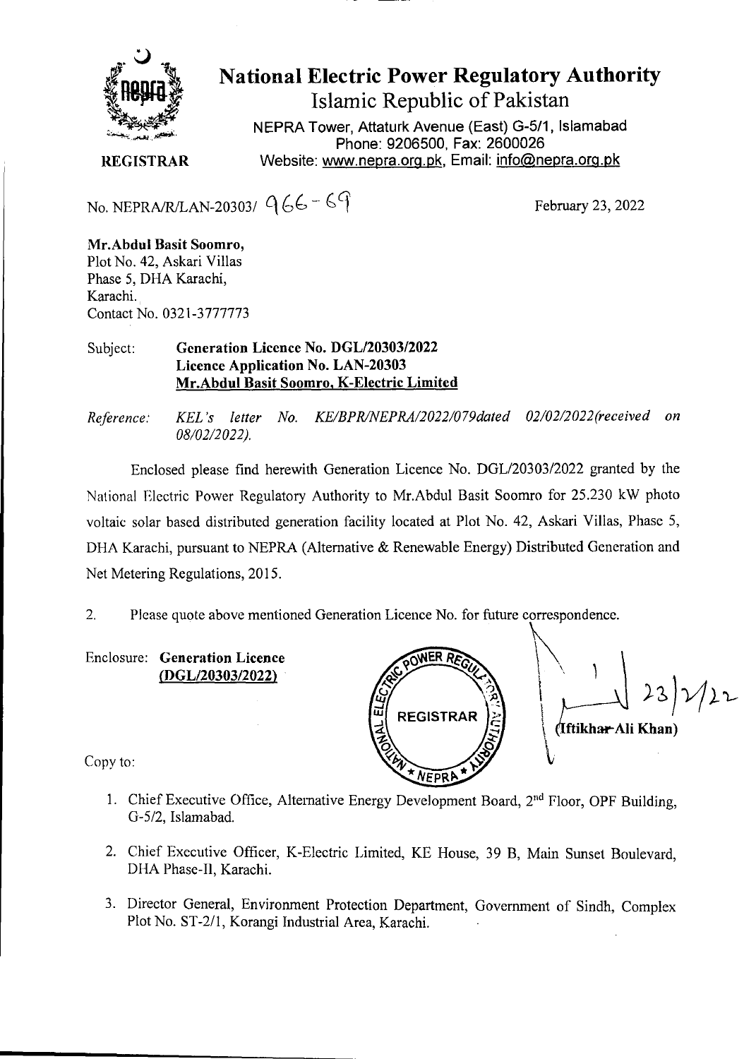# National Electric Power Regulatory Authority

## Islamic Republic of Pakistan

NEPRA Tower, Attaturk Avenue (East) G-5/1, Islamabad
Phone: 9206500, Fax: 2600026
Website: www.nepra.org.pk, Email: info@nepra.org.pk

**REGISTRAR**

No. NEPRA/R/LAN-20303/ 966-69

February 23, 2022

**Mr.Abdul Basit Soomro,**
Plot No. 42, Askari Villas
Phase 5, DHA Karachi,
Karachi.
Contact No. 0321-3777773

Subject: **Generation Licence No. DGL/20303/2022**
**Licence Application No. LAN-20303**
**Mr.Abdul Basit Soomro, K-Electric Limited**

*Reference: KEL's letter No. KE/BPR/NEPRA/2022/079dated 02/02/2022(received on 08/02/2022).*

Enclosed please find herewith Generation Licence No. DGL/20303/2022 granted by the National Electric Power Regulatory Authority to Mr.Abdul Basit Soomro for 25.230 kW photo voltaic solar based distributed generation facility located at Plot No. 42, Askari Villas, Phase 5, DHA Karachi, pursuant to NEPRA (Alternative & Renewable Energy) Distributed Generation and Net Metering Regulations, 2015.

2. Please quote above mentioned Generation Licence No. for future correspondence.

Enclosure: **Generation Licence (DGL/20303/2022)**

23/2/22
(Iftikhar Ali Khan)

Copy to:

1. Chief Executive Office, Alternative Energy Development Board, 2nd Floor, OPF Building, G-5/2, Islamabad.
2. Chief Executive Officer, K-Electric Limited, KE House, 39 B, Main Sunset Boulevard, DHA Phase-II, Karachi.
3. Director General, Environment Protection Department, Government of Sindh, Complex Plot No. ST-2/1, Korangi Industrial Area, Karachi.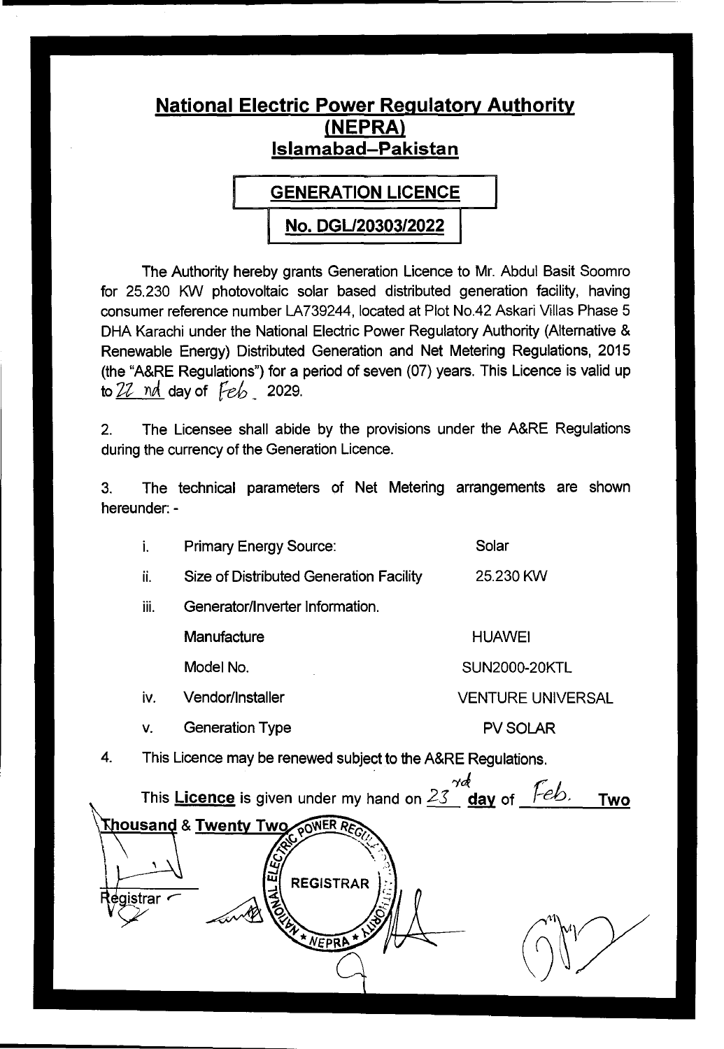# National Electric Power Regulatory Authority (NEPRA)

## Islamabad–Pakistan

**GENERATION LICENCE**

**No. DGL/20303/2022**

The Authority hereby grants Generation Licence to Mr. Abdul Basit Soomro for 25.230 KW photovoltaic solar based distributed generation facility, having consumer reference number LA739244, located at Plot No.42 Askari Villas Phase 5 DHA Karachi under the National Electric Power Regulatory Authority (Alternative & Renewable Energy) Distributed Generation and Net Metering Regulations, 2015 (the "A&RE Regulations") for a period of seven (07) years. This Licence is valid up to 22 nd day of Feb 2029.

2. The Licensee shall abide by the provisions under the A&RE Regulations during the currency of the Generation Licence.

3. The technical parameters of Net Metering arrangements are shown hereunder: -

| | | |
|---|---|---|
| i. | Primary Energy Source: | Solar |
| ii. | Size of Distributed Generation Facility | 25.230 KW |
| iii. | Generator/Inverter Information. | |
| | Manufacture | HUAWEI |
| | Model No. | SUN2000-20KTL |
| iv. | Vendor/Installer | VENTURE UNIVERSAL |
| v. | Generation Type | PV SOLAR |

4. This Licence may be renewed subject to the A&RE Regulations.

This **Licence** is given under my hand on 23rd **day** of Feb. **Two Thousand** & **Twenty Two**

Registrar

REGISTRAR

NATIONAL ELECTRIC POWER REGULATORY AUTHORITY NEPRA